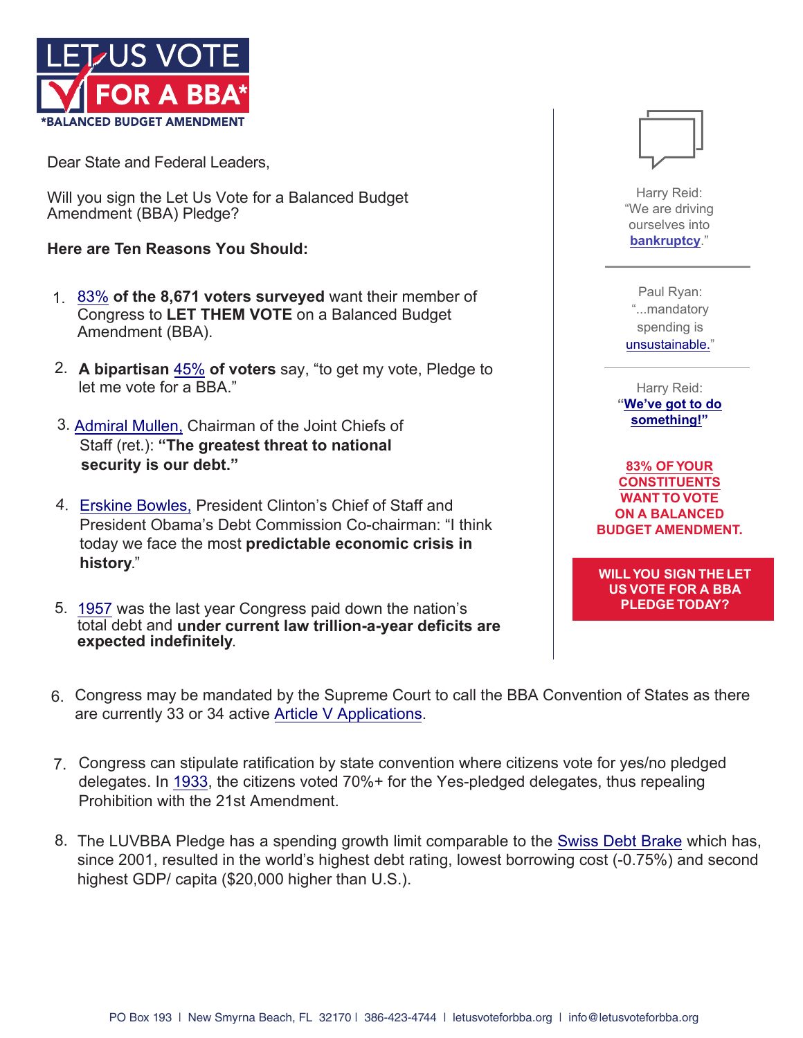# LET US VOTE FOR A BBA*

*BALANCED BUDGET AMENDMENT

Dear State and Federal Leaders,

Will you sign the Let Us Vote for a Balanced Budget Amendment (BBA) Pledge?

**Here are Ten Reasons You Should:**

1. 83% **of the 8,671 voters surveyed** want their member of Congress to **LET THEM VOTE** on a Balanced Budget Amendment (BBA).

2. **A bipartisan** 45% **of voters** say, "to get my vote, Pledge to let me vote for a BBA."

3. Admiral Mullen, Chairman of the Joint Chiefs of Staff (ret.): **"The greatest threat to national security is our debt."**

4. Erskine Bowles, President Clinton's Chief of Staff and President Obama's Debt Commission Co-chairman: "I think today we face the most **predictable economic crisis in history**."

5. 1957 was the last year Congress paid down the nation's total debt and **under current law trillion-a-year deficits are expected indefinitely**.

6. Congress may be mandated by the Supreme Court to call the BBA Convention of States as there are currently 33 or 34 active Article V Applications.

7. Congress can stipulate ratification by state convention where citizens vote for yes/no pledged delegates. In 1933, the citizens voted 70%+ for the Yes-pledged delegates, thus repealing Prohibition with the 21st Amendment.

8. The LUVBBA Pledge has a spending growth limit comparable to the Swiss Debt Brake which has, since 2001, resulted in the world's highest debt rating, lowest borrowing cost (-0.75%) and second highest GDP/ capita ($20,000 higher than U.S.).

---

Harry Reid: "We are driving ourselves into **bankruptcy**."

Paul Ryan: "...mandatory spending is unsustainable."

Harry Reid: **"We've got to do something!"**

**83% OF YOUR CONSTITUENTS WANT TO VOTE ON A BALANCED BUDGET AMENDMENT.**

**WILL YOU SIGN THE LET US VOTE FOR A BBA PLEDGE TODAY?**

PO Box 193 | New Smyrna Beach, FL 32170 | 386-423-4744 | letusvoteforbba.org | info@letusvoteforbba.org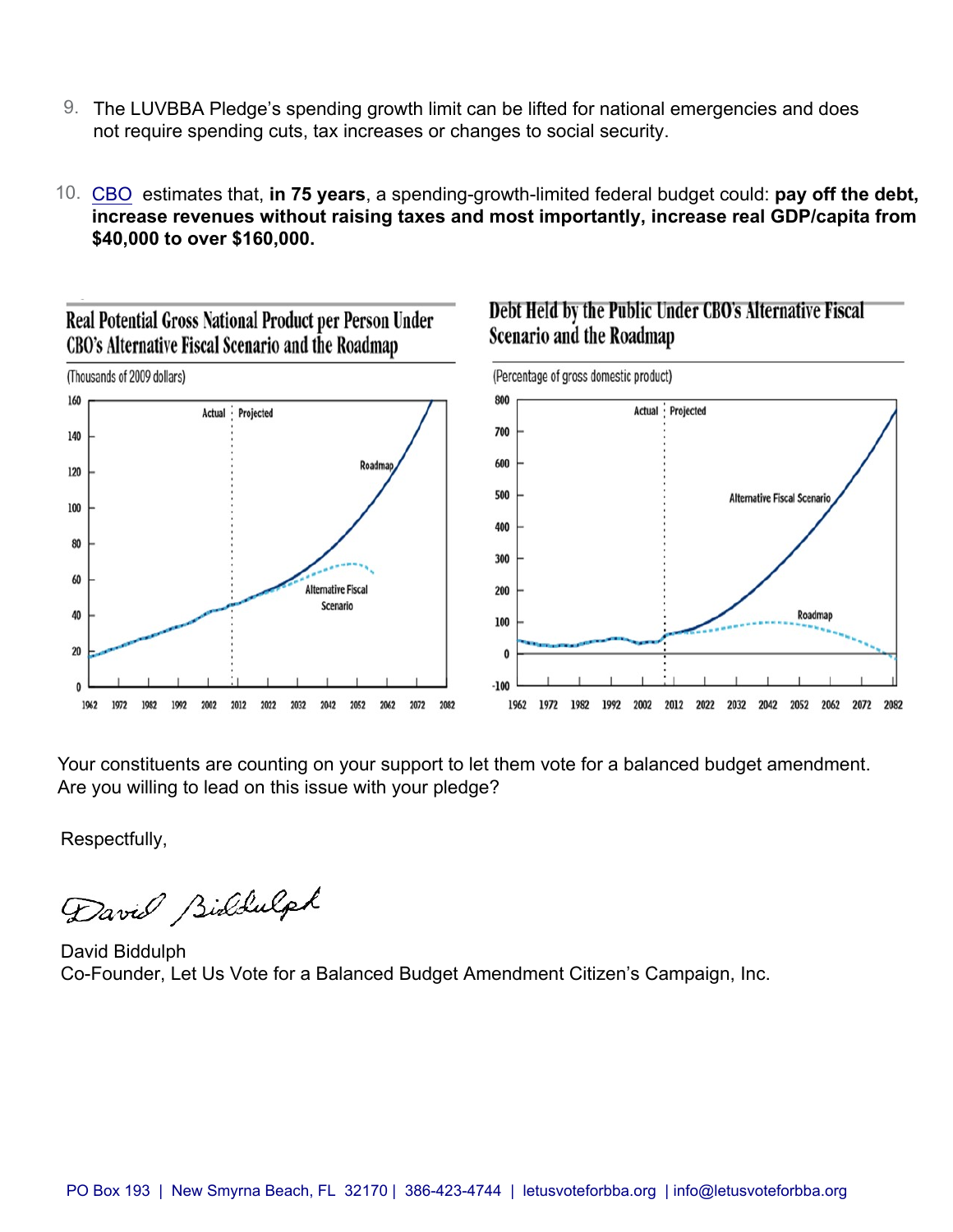9. The LUVBBA Pledge's spending growth limit can be lifted for national emergencies and does not require spending cuts, tax increases or changes to social security.

10. CBO estimates that, **in 75 years**, a spending-growth-limited federal budget could: **pay off the debt, increase revenues without raising taxes and most importantly, increase real GDP/capita from $40,000 to over $160,000.**

**Real Potential Gross National Product per Person Under CBO's Alternative Fiscal Scenario and the Roadmap**

(Thousands of 2009 dollars)

160
140
120
100
80
60
40
20
0

Actual
Projected
Roadmap
Alternative Fiscal Scenario

1962 1972 1982 1992 2002 2012 2022 2032 2042 2052 2062 2072 2082

**Debt Held by the Public Under CBO's Alternative Fiscal Scenario and the Roadmap**

(Percentage of gross domestic product)

800
700
600
500
400
300
200
100
0
-100

Actual
Projected
Alternative Fiscal Scenario
Roadmap

1962 1972 1982 1992 2002 2012 2022 2032 2042 2052 2062 2072 2082

Your constituents are counting on your support to let them vote for a balanced budget amendment. Are you willing to lead on this issue with your pledge?

Respectfully,

David Biddulph

David Biddulph
Co-Founder, Let Us Vote for a Balanced Budget Amendment Citizen's Campaign, Inc.

PO Box 193 | New Smyrna Beach, FL 32170 | 386-423-4744 | letusvoteforbba.org | info@letusvoteforbba.org